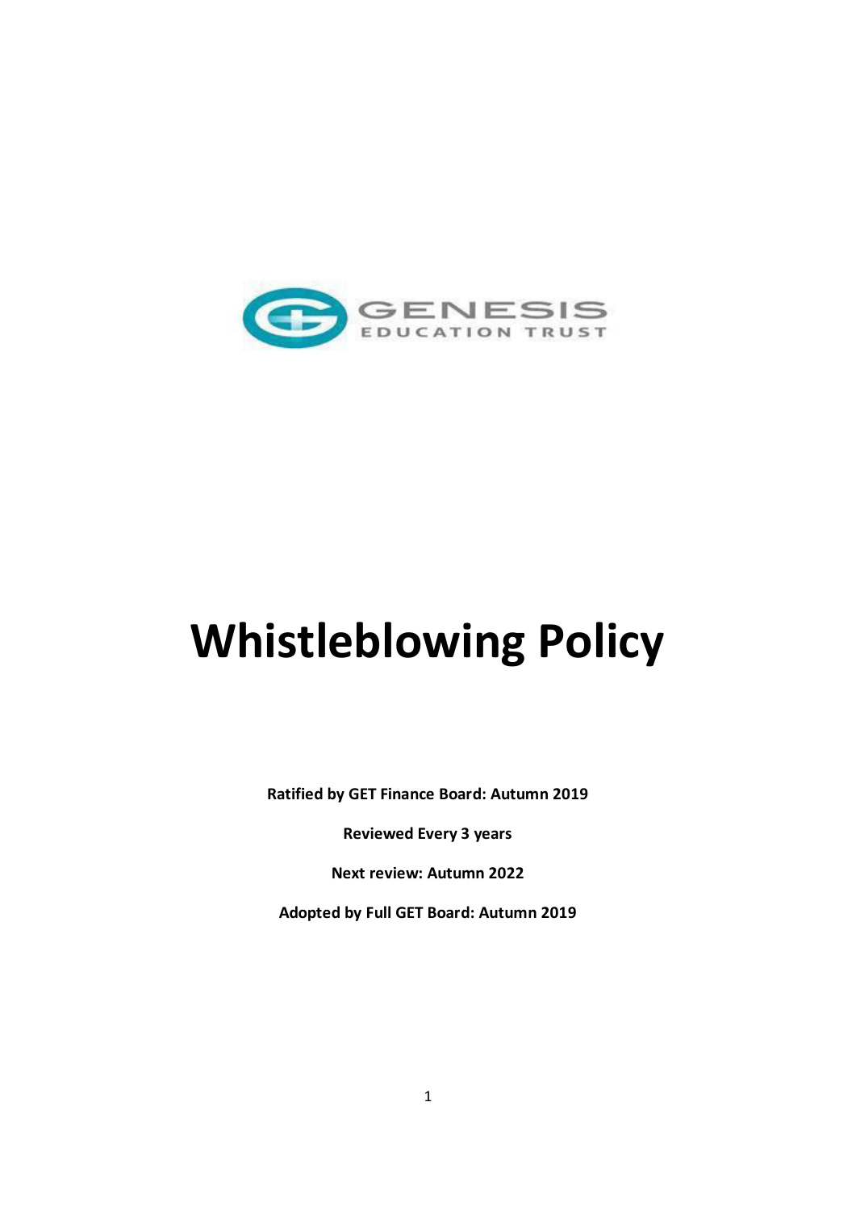GENESIS
EDUCATION TRUST

# Whistleblowing Policy

**Ratified by GET Finance Board: Autumn 2019**

**Reviewed Every 3 years**

**Next review: Autumn 2022**

**Adopted by Full GET Board: Autumn 2019**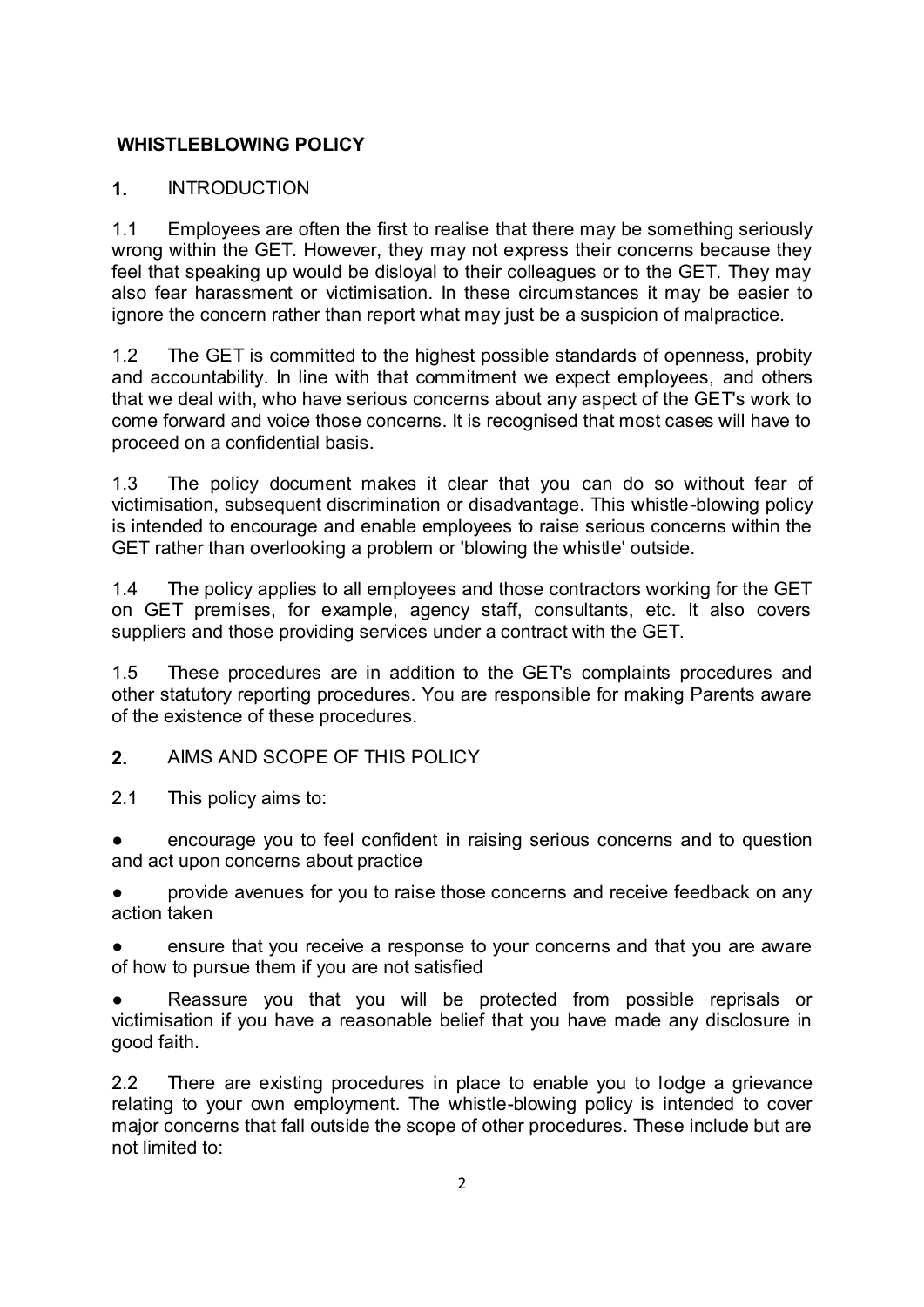## WHISTLEBLOWING POLICY

### 1. INTRODUCTION

1.1 Employees are often the first to realise that there may be something seriously wrong within the GET. However, they may not express their concerns because they feel that speaking up would be disloyal to their colleagues or to the GET. They may also fear harassment or victimisation. In these circumstances it may be easier to ignore the concern rather than report what may just be a suspicion of malpractice.

1.2 The GET is committed to the highest possible standards of openness, probity and accountability. In line with that commitment we expect employees, and others that we deal with, who have serious concerns about any aspect of the GET's work to come forward and voice those concerns. It is recognised that most cases will have to proceed on a confidential basis.

1.3 The policy document makes it clear that you can do so without fear of victimisation, subsequent discrimination or disadvantage. This whistle-blowing policy is intended to encourage and enable employees to raise serious concerns within the GET rather than overlooking a problem or 'blowing the whistle' outside.

1.4 The policy applies to all employees and those contractors working for the GET on GET premises, for example, agency staff, consultants, etc. It also covers suppliers and those providing services under a contract with the GET.

1.5 These procedures are in addition to the GET's complaints procedures and other statutory reporting procedures. You are responsible for making Parents aware of the existence of these procedures.

### 2. AIMS AND SCOPE OF THIS POLICY

2.1 This policy aims to:

- encourage you to feel confident in raising serious concerns and to question and act upon concerns about practice
- provide avenues for you to raise those concerns and receive feedback on any action taken
- ensure that you receive a response to your concerns and that you are aware of how to pursue them if you are not satisfied
- Reassure you that you will be protected from possible reprisals or victimisation if you have a reasonable belief that you have made any disclosure in good faith.

2.2 There are existing procedures in place to enable you to lodge a grievance relating to your own employment. The whistle-blowing policy is intended to cover major concerns that fall outside the scope of other procedures. These include but are not limited to: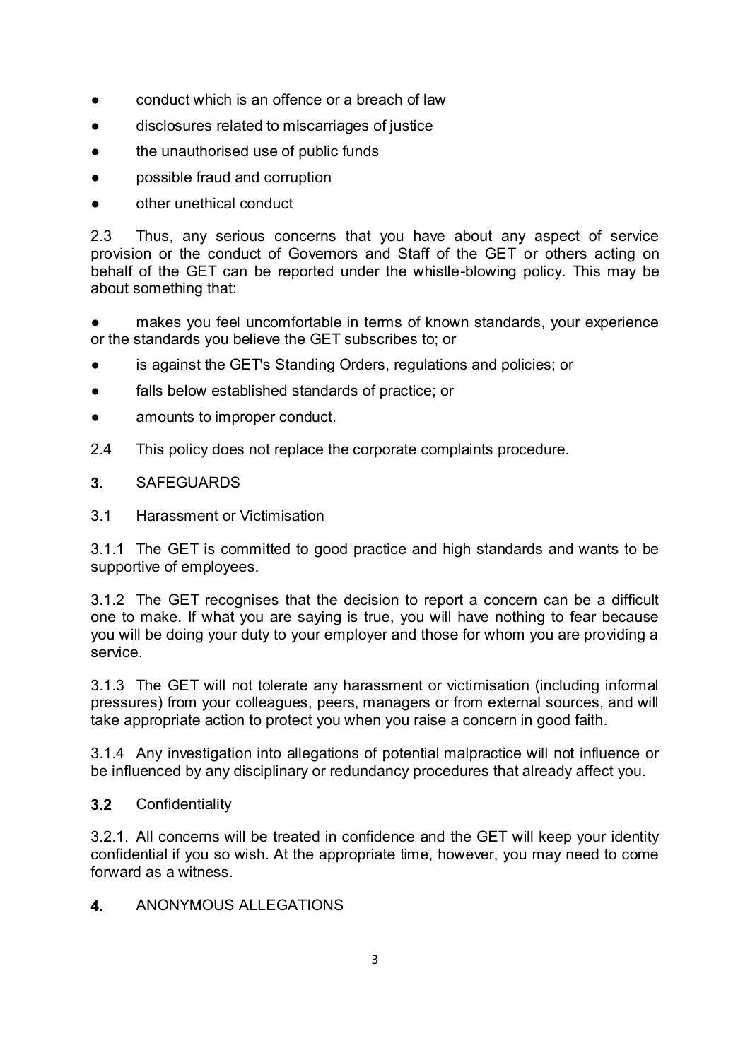- conduct which is an offence or a breach of law
- disclosures related to miscarriages of justice
- the unauthorised use of public funds
- possible fraud and corruption
- other unethical conduct

2.3 Thus, any serious concerns that you have about any aspect of service provision or the conduct of Governors and Staff of the GET or others acting on behalf of the GET can be reported under the whistle-blowing policy. This may be about something that:

- makes you feel uncomfortable in terms of known standards, your experience or the standards you believe the GET subscribes to; or
- is against the GET's Standing Orders, regulations and policies; or
- falls below established standards of practice; or
- amounts to improper conduct.

2.4 This policy does not replace the corporate complaints procedure.

## 3. SAFEGUARDS

### 3.1 Harassment or Victimisation

3.1.1 The GET is committed to good practice and high standards and wants to be supportive of employees.

3.1.2 The GET recognises that the decision to report a concern can be a difficult one to make. If what you are saying is true, you will have nothing to fear because you will be doing your duty to your employer and those for whom you are providing a service.

3.1.3 The GET will not tolerate any harassment or victimisation (including informal pressures) from your colleagues, peers, managers or from external sources, and will take appropriate action to protect you when you raise a concern in good faith.

3.1.4 Any investigation into allegations of potential malpractice will not influence or be influenced by any disciplinary or redundancy procedures that already affect you.

### 3.2 Confidentiality

3.2.1. All concerns will be treated in confidence and the GET will keep your identity confidential if you so wish. At the appropriate time, however, you may need to come forward as a witness.

## 4. ANONYMOUS ALLEGATIONS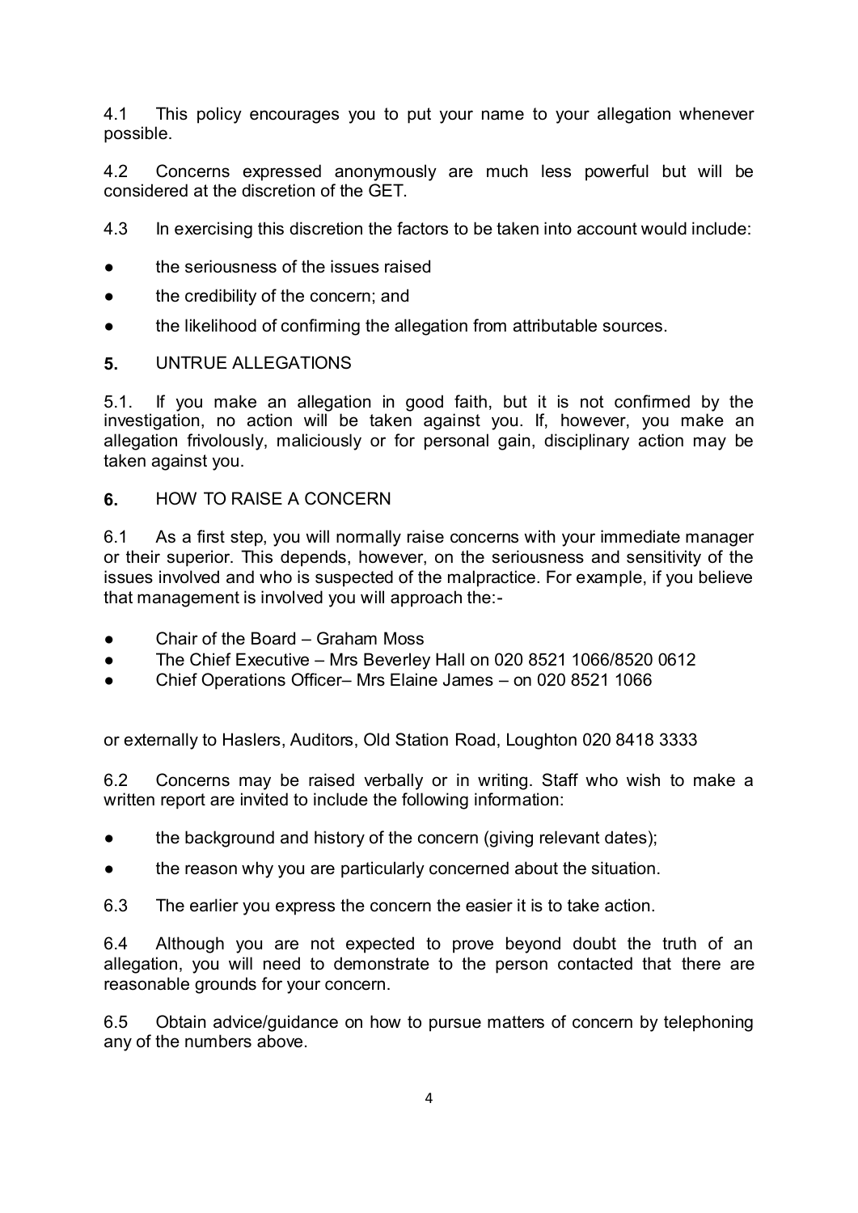4.1 This policy encourages you to put your name to your allegation whenever possible.

4.2 Concerns expressed anonymously are much less powerful but will be considered at the discretion of the GET.

4.3 In exercising this discretion the factors to be taken into account would include:

- the seriousness of the issues raised
- the credibility of the concern; and
- the likelihood of confirming the allegation from attributable sources.

## 5. UNTRUE ALLEGATIONS

5.1. If you make an allegation in good faith, but it is not confirmed by the investigation, no action will be taken against you. If, however, you make an allegation frivolously, maliciously or for personal gain, disciplinary action may be taken against you.

## 6. HOW TO RAISE A CONCERN

6.1 As a first step, you will normally raise concerns with your immediate manager or their superior. This depends, however, on the seriousness and sensitivity of the issues involved and who is suspected of the malpractice. For example, if you believe that management is involved you will approach the:-

- Chair of the Board – Graham Moss
- The Chief Executive – Mrs Beverley Hall on 020 8521 1066/8520 0612
- Chief Operations Officer– Mrs Elaine James – on 020 8521 1066

or externally to Haslers, Auditors, Old Station Road, Loughton 020 8418 3333

6.2 Concerns may be raised verbally or in writing. Staff who wish to make a written report are invited to include the following information:

- the background and history of the concern (giving relevant dates);
- the reason why you are particularly concerned about the situation.

6.3 The earlier you express the concern the easier it is to take action.

6.4 Although you are not expected to prove beyond doubt the truth of an allegation, you will need to demonstrate to the person contacted that there are reasonable grounds for your concern.

6.5 Obtain advice/guidance on how to pursue matters of concern by telephoning any of the numbers above.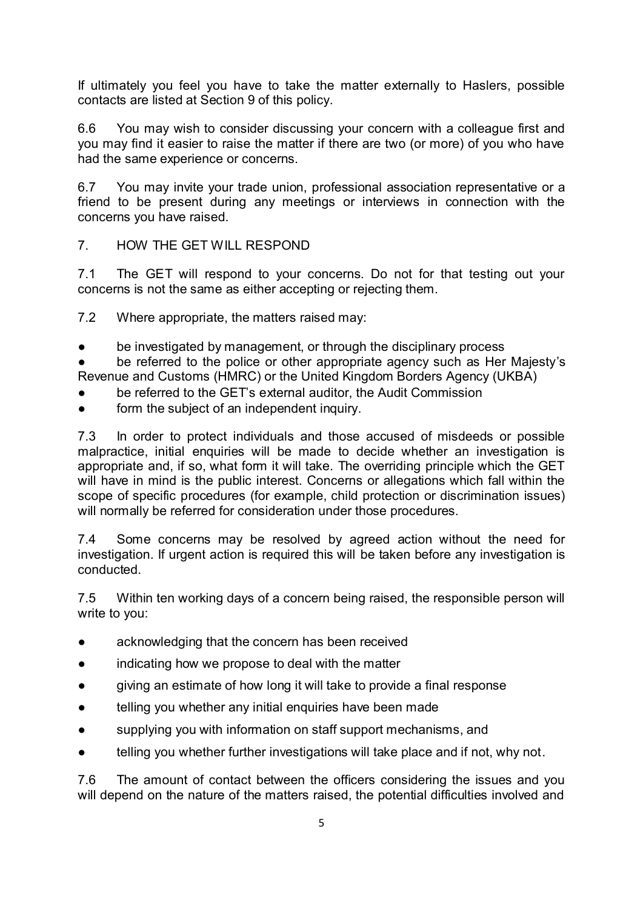If ultimately you feel you have to take the matter externally to Haslers, possible contacts are listed at Section 9 of this policy.

6.6 You may wish to consider discussing your concern with a colleague first and you may find it easier to raise the matter if there are two (or more) of you who have had the same experience or concerns.

6.7 You may invite your trade union, professional association representative or a friend to be present during any meetings or interviews in connection with the concerns you have raised.

## 7. HOW THE GET WILL RESPOND

7.1 The GET will respond to your concerns. Do not for that testing out your concerns is not the same as either accepting or rejecting them.

7.2 Where appropriate, the matters raised may:

- be investigated by management, or through the disciplinary process
- be referred to the police or other appropriate agency such as Her Majesty's Revenue and Customs (HMRC) or the United Kingdom Borders Agency (UKBA)
- be referred to the GET's external auditor, the Audit Commission
- form the subject of an independent inquiry.

7.3 In order to protect individuals and those accused of misdeeds or possible malpractice, initial enquiries will be made to decide whether an investigation is appropriate and, if so, what form it will take. The overriding principle which the GET will have in mind is the public interest. Concerns or allegations which fall within the scope of specific procedures (for example, child protection or discrimination issues) will normally be referred for consideration under those procedures.

7.4 Some concerns may be resolved by agreed action without the need for investigation. If urgent action is required this will be taken before any investigation is conducted.

7.5 Within ten working days of a concern being raised, the responsible person will write to you:

- acknowledging that the concern has been received
- indicating how we propose to deal with the matter
- giving an estimate of how long it will take to provide a final response
- telling you whether any initial enquiries have been made
- supplying you with information on staff support mechanisms, and
- telling you whether further investigations will take place and if not, why not.

7.6 The amount of contact between the officers considering the issues and you will depend on the nature of the matters raised, the potential difficulties involved and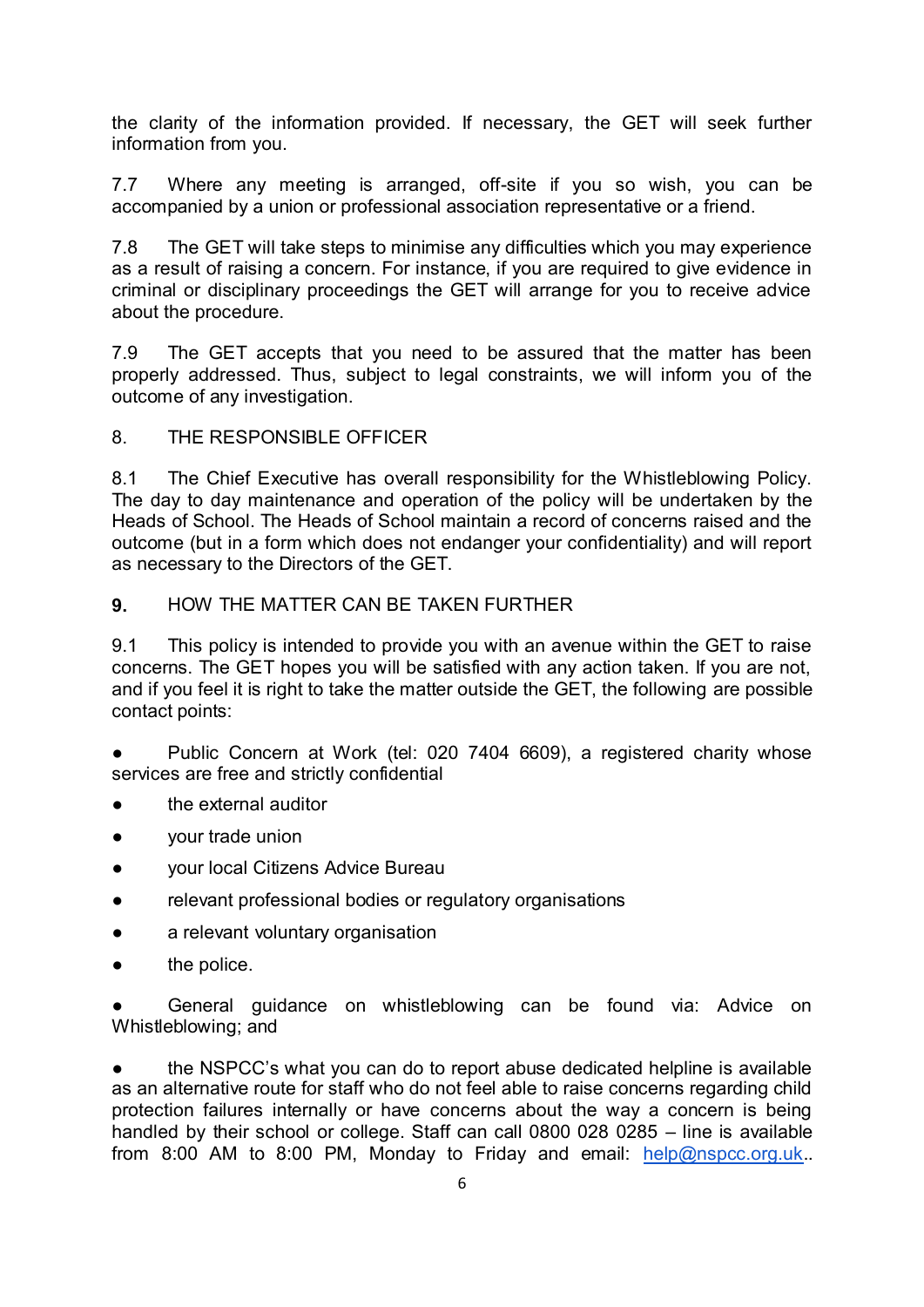the clarity of the information provided. If necessary, the GET will seek further information from you.

7.7 Where any meeting is arranged, off-site if you so wish, you can be accompanied by a union or professional association representative or a friend.

7.8 The GET will take steps to minimise any difficulties which you may experience as a result of raising a concern. For instance, if you are required to give evidence in criminal or disciplinary proceedings the GET will arrange for you to receive advice about the procedure.

7.9 The GET accepts that you need to be assured that the matter has been properly addressed. Thus, subject to legal constraints, we will inform you of the outcome of any investigation.

## 8. THE RESPONSIBLE OFFICER

8.1 The Chief Executive has overall responsibility for the Whistleblowing Policy. The day to day maintenance and operation of the policy will be undertaken by the Heads of School. The Heads of School maintain a record of concerns raised and the outcome (but in a form which does not endanger your confidentiality) and will report as necessary to the Directors of the GET.

## **9.** HOW THE MATTER CAN BE TAKEN FURTHER

9.1 This policy is intended to provide you with an avenue within the GET to raise concerns. The GET hopes you will be satisfied with any action taken. If you are not, and if you feel it is right to take the matter outside the GET, the following are possible contact points:

- Public Concern at Work (tel: 020 7404 6609), a registered charity whose services are free and strictly confidential
- the external auditor
- your trade union
- your local Citizens Advice Bureau
- relevant professional bodies or regulatory organisations
- a relevant voluntary organisation
- the police.

- General guidance on whistleblowing can be found via: Advice on Whistleblowing; and

- the NSPCC's what you can do to report abuse dedicated helpline is available as an alternative route for staff who do not feel able to raise concerns regarding child protection failures internally or have concerns about the way a concern is being handled by their school or college. Staff can call 0800 028 0285 – line is available from 8:00 AM to 8:00 PM, Monday to Friday and email: [help@nspcc.org.uk](mailto:help@nspcc.org.uk)..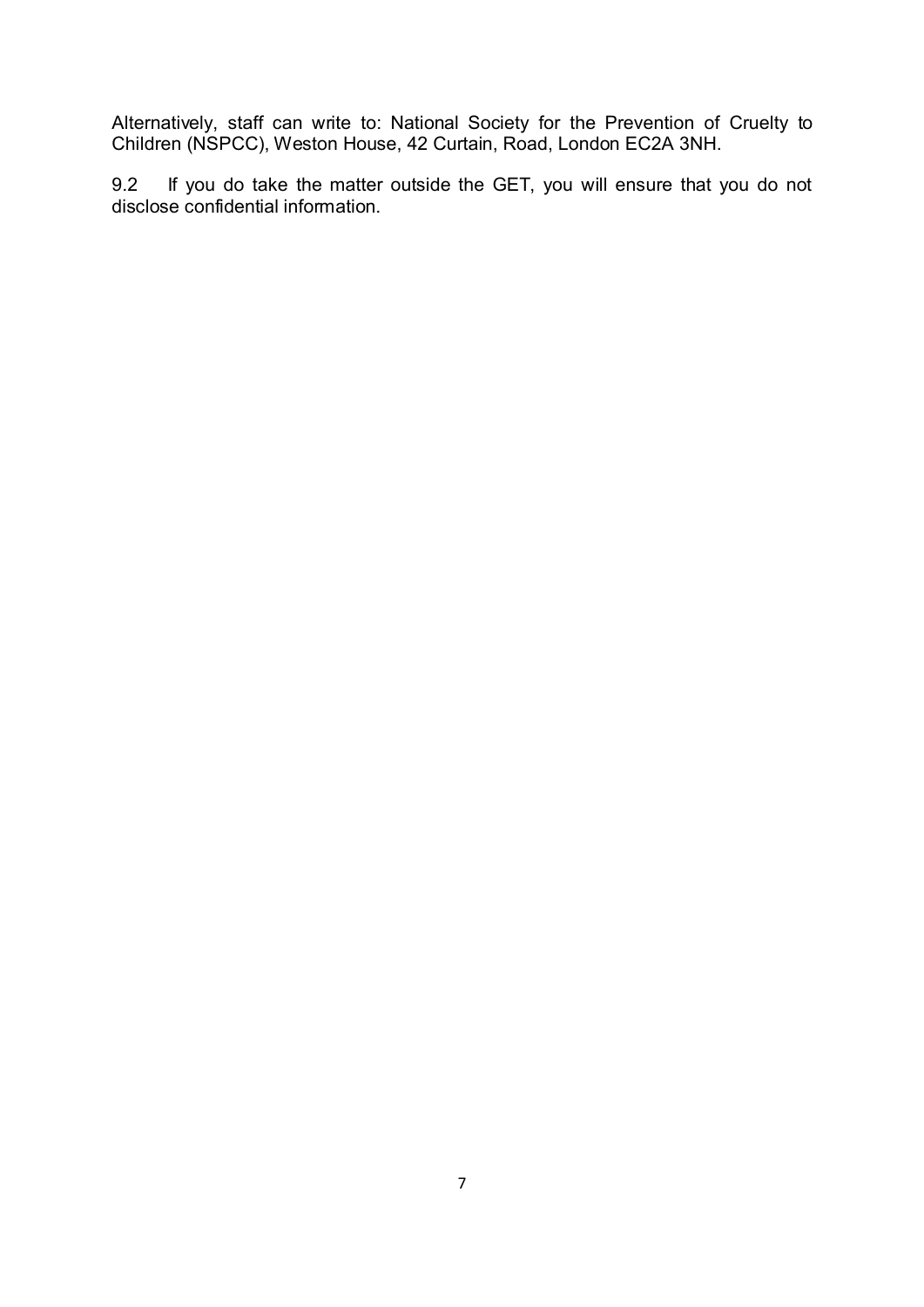Alternatively, staff can write to: National Society for the Prevention of Cruelty to Children (NSPCC), Weston House, 42 Curtain, Road, London EC2A 3NH.

9.2 If you do take the matter outside the GET, you will ensure that you do not disclose confidential information.